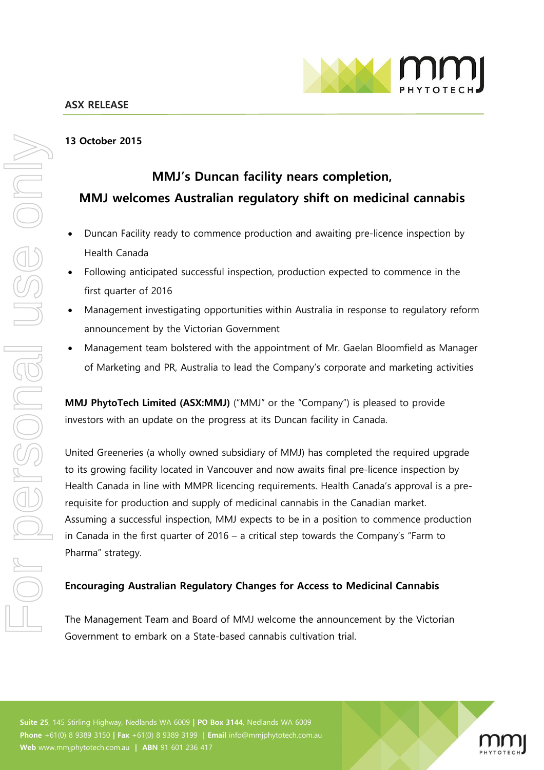**ASX RELEASE**

**13 October 2015**

# MMJ's Duncan facility nears completion, MMJ welcomes Australian regulatory shift on medicinal cannabis

- Duncan Facility ready to commence production and awaiting pre-licence inspection by Health Canada
- Following anticipated successful inspection, production expected to commence in the first quarter of 2016
- Management investigating opportunities within Australia in response to regulatory reform announcement by the Victorian Government
- Management team bolstered with the appointment of Mr. Gaelan Bloomfield as Manager of Marketing and PR, Australia to lead the Company's corporate and marketing activities

**MMJ PhytoTech Limited (ASX:MMJ)** ("MMJ" or the "Company") is pleased to provide investors with an update on the progress at its Duncan facility in Canada.

United Greeneries (a wholly owned subsidiary of MMJ) has completed the required upgrade to its growing facility located in Vancouver and now awaits final pre-licence inspection by Health Canada in line with MMPR licencing requirements. Health Canada's approval is a pre-requisite for production and supply of medicinal cannabis in the Canadian market. Assuming a successful inspection, MMJ expects to be in a position to commence production in Canada in the first quarter of 2016 – a critical step towards the Company's "Farm to Pharma" strategy.

## Encouraging Australian Regulatory Changes for Access to Medicinal Cannabis

The Management Team and Board of MMJ welcome the announcement by the Victorian Government to embark on a State-based cannabis cultivation trial.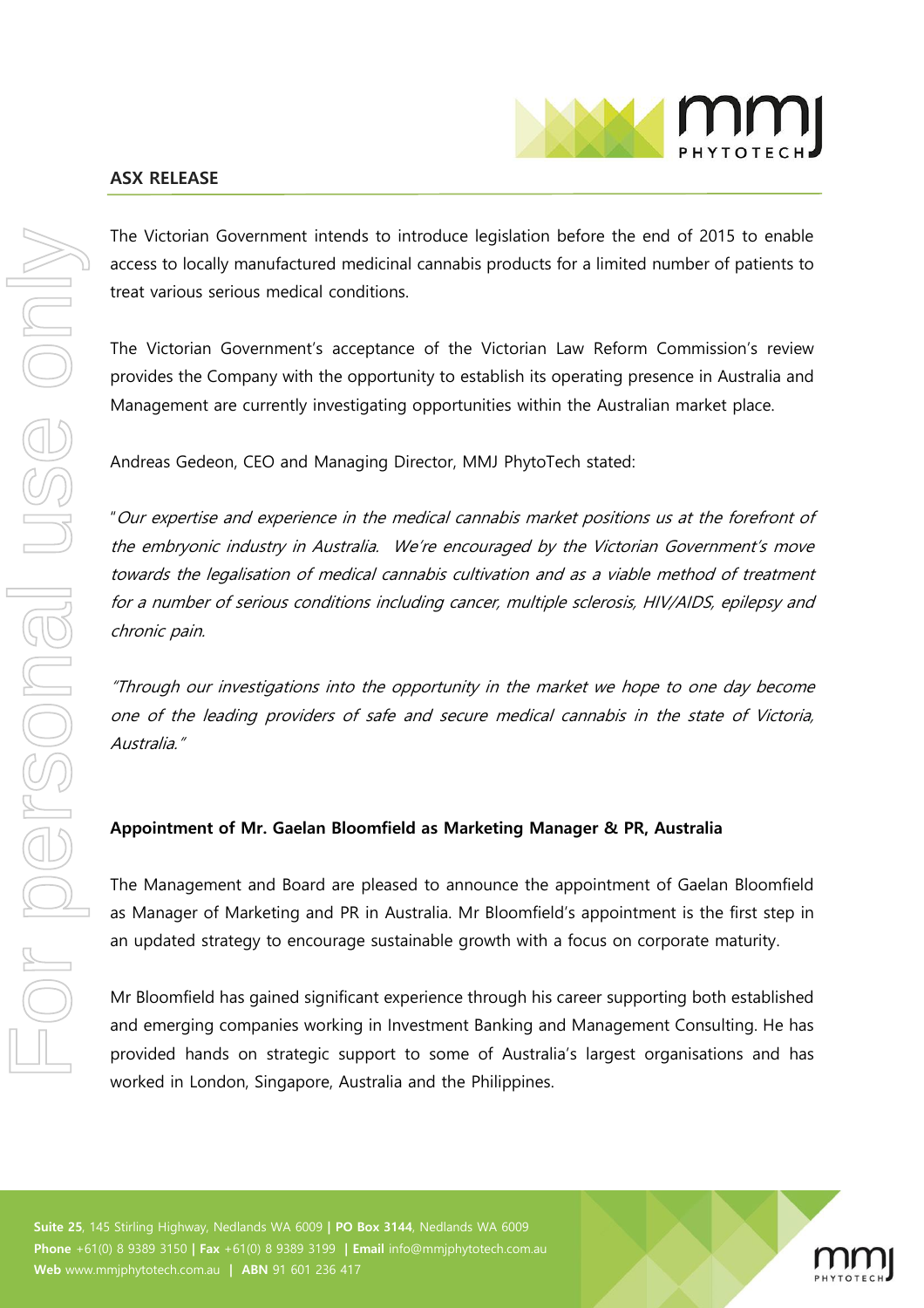**ASX RELEASE**

The Victorian Government intends to introduce legislation before the end of 2015 to enable access to locally manufactured medicinal cannabis products for a limited number of patients to treat various serious medical conditions.

The Victorian Government's acceptance of the Victorian Law Reform Commission's review provides the Company with the opportunity to establish its operating presence in Australia and Management are currently investigating opportunities within the Australian market place.

Andreas Gedeon, CEO and Managing Director, MMJ PhytoTech stated:

"*Our expertise and experience in the medical cannabis market positions us at the forefront of the embryonic industry in Australia. We're encouraged by the Victorian Government's move towards the legalisation of medical cannabis cultivation and as a viable method of treatment for a number of serious conditions including cancer, multiple sclerosis, HIV/AIDS, epilepsy and chronic pain.*

*"Through our investigations into the opportunity in the market we hope to one day become one of the leading providers of safe and secure medical cannabis in the state of Victoria, Australia."*

**Appointment of Mr. Gaelan Bloomfield as Marketing Manager & PR, Australia**

The Management and Board are pleased to announce the appointment of Gaelan Bloomfield as Manager of Marketing and PR in Australia. Mr Bloomfield's appointment is the first step in an updated strategy to encourage sustainable growth with a focus on corporate maturity.

Mr Bloomfield has gained significant experience through his career supporting both established and emerging companies working in Investment Banking and Management Consulting. He has provided hands on strategic support to some of Australia's largest organisations and has worked in London, Singapore, Australia and the Philippines.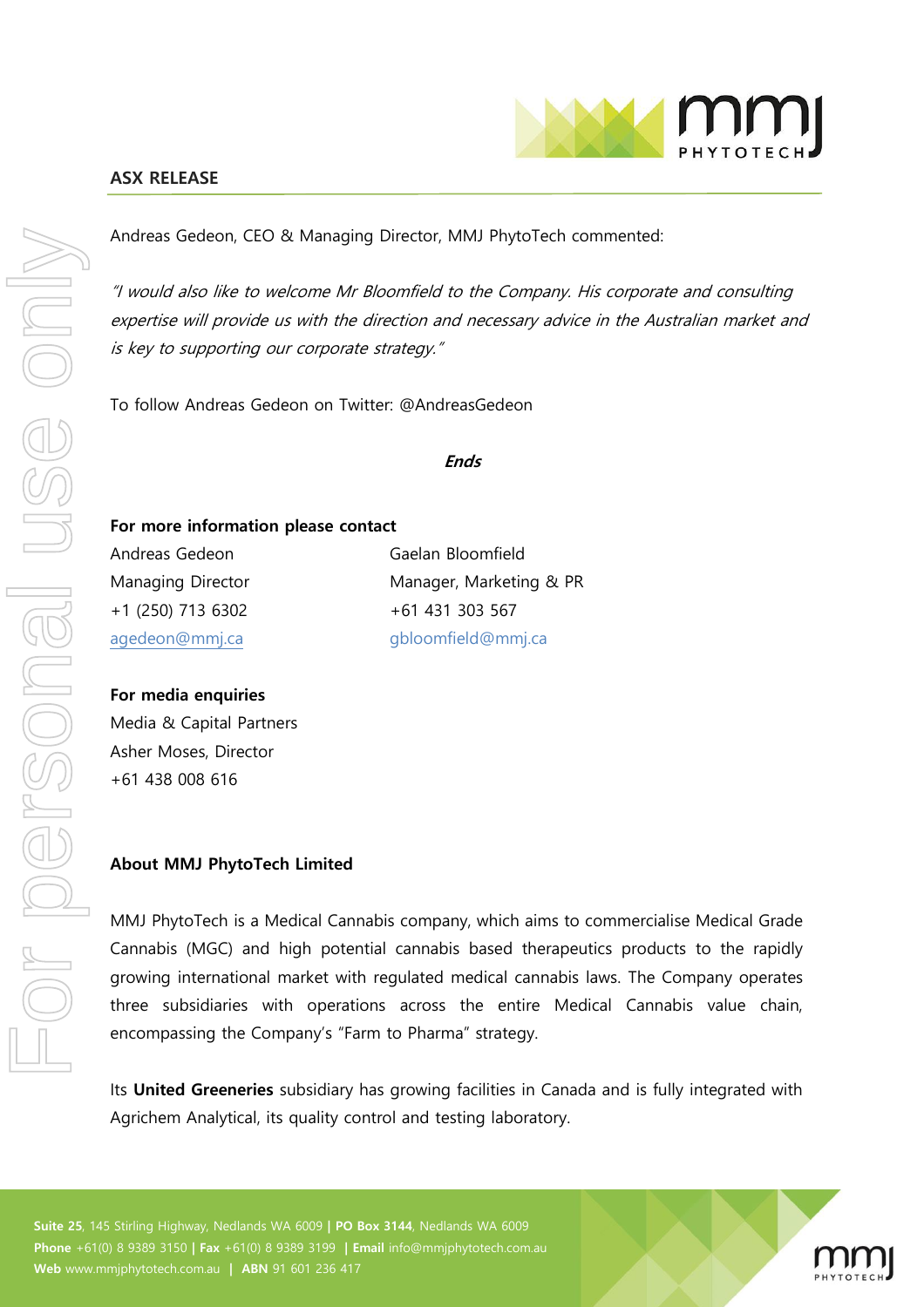**ASX RELEASE**

Andreas Gedeon, CEO & Managing Director, MMJ PhytoTech commented:

*"I would also like to welcome Mr Bloomfield to the Company. His corporate and consulting expertise will provide us with the direction and necessary advice in the Australian market and is key to supporting our corporate strategy."*

To follow Andreas Gedeon on Twitter: @AndreasGedeon

***Ends***

**For more information please contact**

Andreas Gedeon
Managing Director
+1 (250) 713 6302
agedeon@mmj.ca

Gaelan Bloomfield
Manager, Marketing & PR
+61 431 303 567
gbloomfield@mmj.ca

**For media enquiries**

Media & Capital Partners
Asher Moses, Director
+61 438 008 616

**About MMJ PhytoTech Limited**

MMJ PhytoTech is a Medical Cannabis company, which aims to commercialise Medical Grade Cannabis (MGC) and high potential cannabis based therapeutics products to the rapidly growing international market with regulated medical cannabis laws. The Company operates three subsidiaries with operations across the entire Medical Cannabis value chain, encompassing the Company's "Farm to Pharma" strategy.

Its **United Greeneries** subsidiary has growing facilities in Canada and is fully integrated with Agrichem Analytical, its quality control and testing laboratory.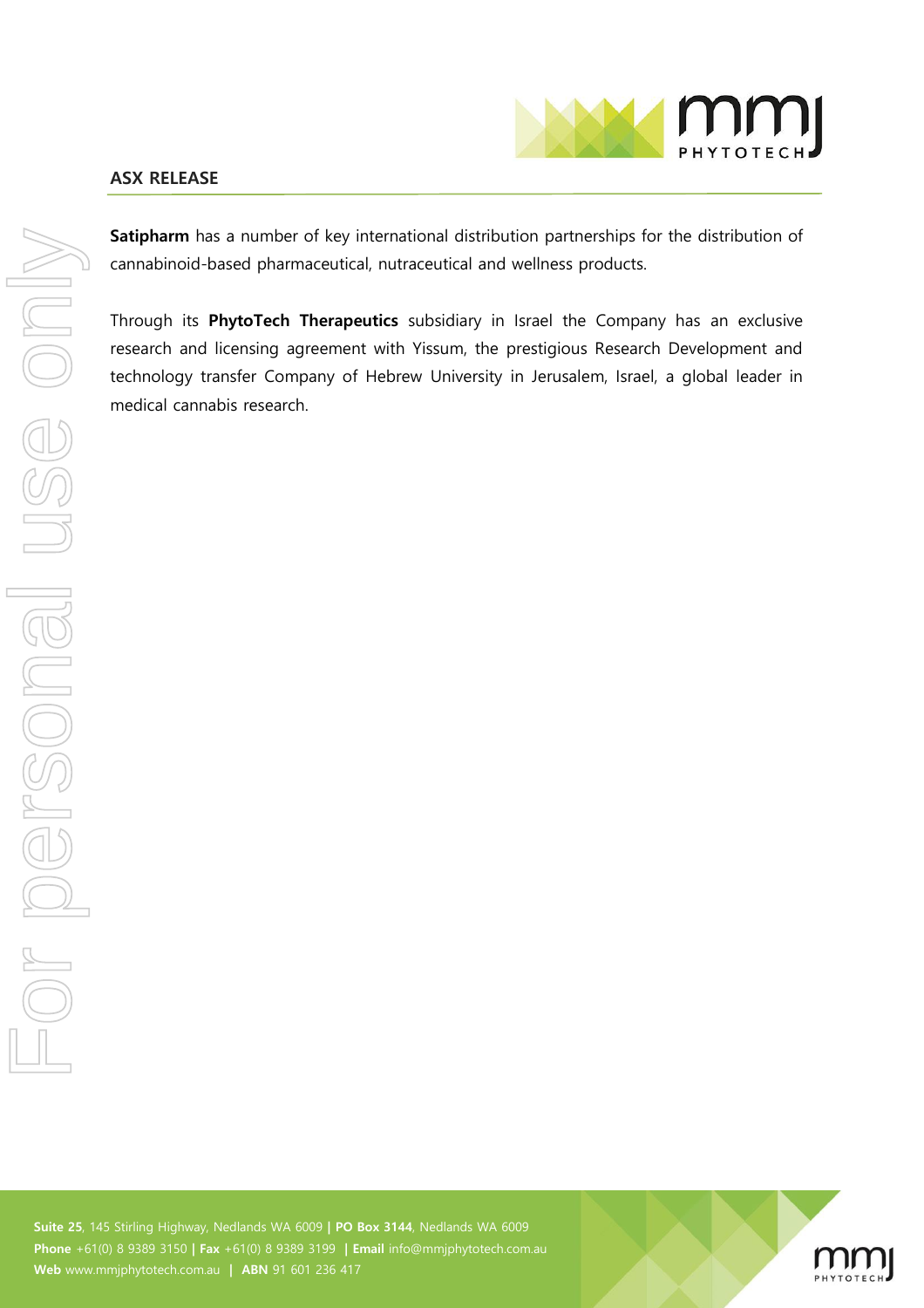**Satipharm** has a number of key international distribution partnerships for the distribution of cannabinoid-based pharmaceutical, nutraceutical and wellness products.

Through its **PhytoTech Therapeutics** subsidiary in Israel the Company has an exclusive research and licensing agreement with Yissum, the prestigious Research Development and technology transfer Company of Hebrew University in Jerusalem, Israel, a global leader in medical cannabis research.